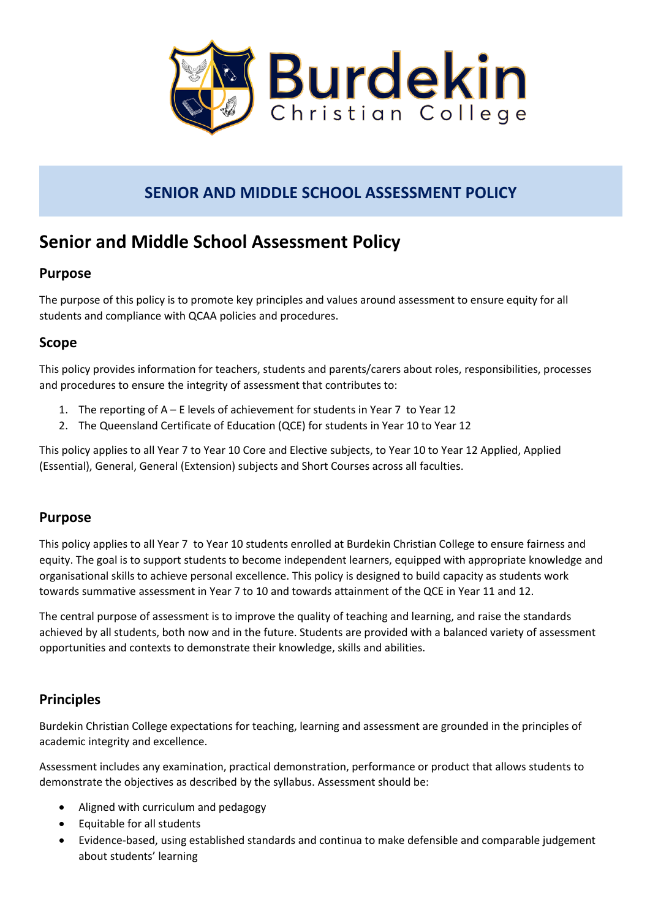Burdekin Christian College

# SENIOR AND MIDDLE SCHOOL ASSESSMENT POLICY

# Senior and Middle School Assessment Policy

## Purpose

The purpose of this policy is to promote key principles and values around assessment to ensure equity for all students and compliance with QCAA policies and procedures.

## Scope

This policy provides information for teachers, students and parents/carers about roles, responsibilities, processes and procedures to ensure the integrity of assessment that contributes to:

1. The reporting of A – E levels of achievement for students in Year 7 to Year 12
2. The Queensland Certificate of Education (QCE) for students in Year 10 to Year 12

This policy applies to all Year 7 to Year 10 Core and Elective subjects, to Year 10 to Year 12 Applied, Applied (Essential), General, General (Extension) subjects and Short Courses across all faculties.

## Purpose

This policy applies to all Year 7 to Year 10 students enrolled at Burdekin Christian College to ensure fairness and equity. The goal is to support students to become independent learners, equipped with appropriate knowledge and organisational skills to achieve personal excellence. This policy is designed to build capacity as students work towards summative assessment in Year 7 to 10 and towards attainment of the QCE in Year 11 and 12.

The central purpose of assessment is to improve the quality of teaching and learning, and raise the standards achieved by all students, both now and in the future. Students are provided with a balanced variety of assessment opportunities and contexts to demonstrate their knowledge, skills and abilities.

## Principles

Burdekin Christian College expectations for teaching, learning and assessment are grounded in the principles of academic integrity and excellence.

Assessment includes any examination, practical demonstration, performance or product that allows students to demonstrate the objectives as described by the syllabus. Assessment should be:

- Aligned with curriculum and pedagogy
- Equitable for all students
- Evidence-based, using established standards and continua to make defensible and comparable judgement about students' learning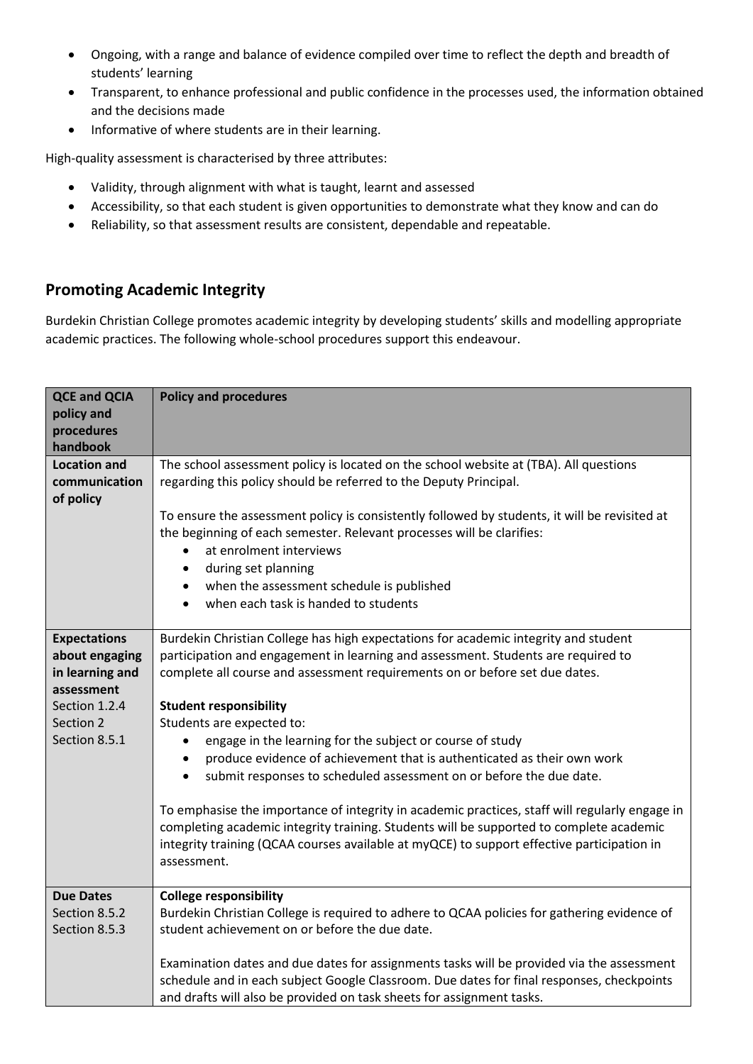- Ongoing, with a range and balance of evidence compiled over time to reflect the depth and breadth of students' learning
- Transparent, to enhance professional and public confidence in the processes used, the information obtained and the decisions made
- Informative of where students are in their learning.

High-quality assessment is characterised by three attributes:

- Validity, through alignment with what is taught, learnt and assessed
- Accessibility, so that each student is given opportunities to demonstrate what they know and can do
- Reliability, so that assessment results are consistent, dependable and repeatable.

## Promoting Academic Integrity

Burdekin Christian College promotes academic integrity by developing students' skills and modelling appropriate academic practices. The following whole-school procedures support this endeavour.

| QCE and QCIA policy and procedures handbook | Policy and procedures |
|---|---|
| **Location and communication of policy** | The school assessment policy is located on the school website at (TBA). All questions regarding this policy should be referred to the Deputy Principal.<br><br>To ensure the assessment policy is consistently followed by students, it will be revisited at the beginning of each semester. Relevant processes will be clarifies:<br>• at enrolment interviews<br>• during set planning<br>• when the assessment schedule is published<br>• when each task is handed to students |
| **Expectations about engaging in learning and assessment**<br>Section 1.2.4<br>Section 2<br>Section 8.5.1 | Burdekin Christian College has high expectations for academic integrity and student participation and engagement in learning and assessment. Students are required to complete all course and assessment requirements on or before set due dates.<br><br>**Student responsibility**<br>Students are expected to:<br>• engage in the learning for the subject or course of study<br>• produce evidence of achievement that is authenticated as their own work<br>• submit responses to scheduled assessment on or before the due date.<br><br>To emphasise the importance of integrity in academic practices, staff will regularly engage in completing academic integrity training. Students will be supported to complete academic integrity training (QCAA courses available at myQCE) to support effective participation in assessment. |
| **Due Dates**<br>Section 8.5.2<br>Section 8.5.3 | **College responsibility**<br>Burdekin Christian College is required to adhere to QCAA policies for gathering evidence of student achievement on or before the due date.<br><br>Examination dates and due dates for assignments tasks will be provided via the assessment schedule and in each subject Google Classroom. Due dates for final responses, checkpoints and drafts will also be provided on task sheets for assignment tasks. |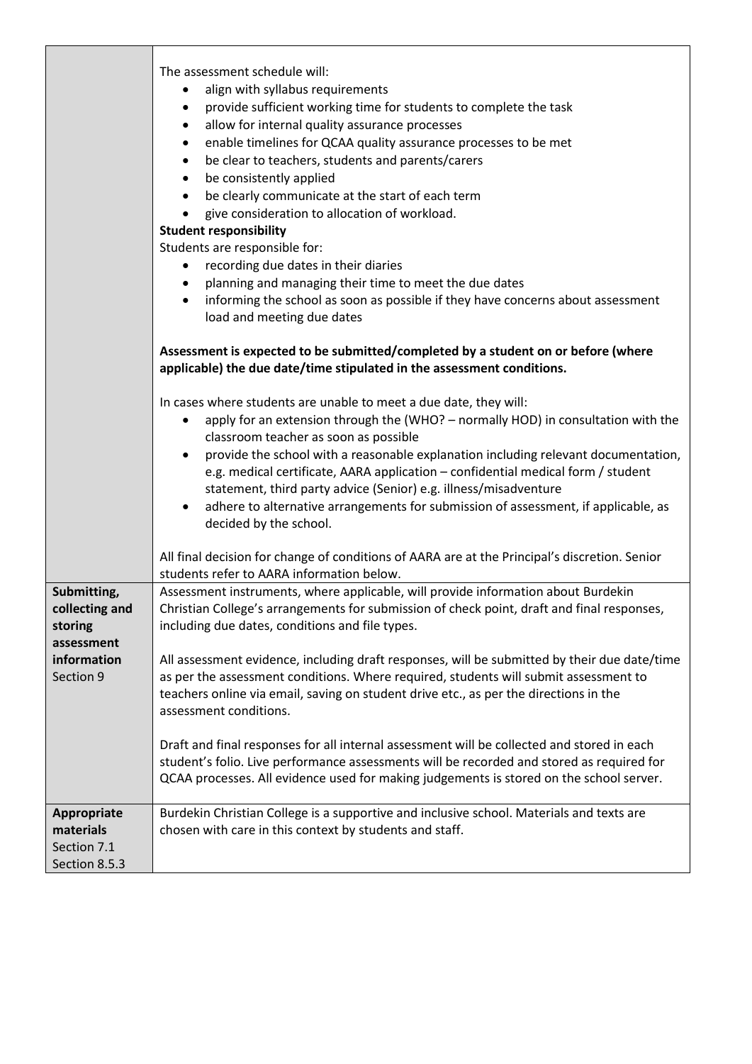| | |
|---|---|
| | The assessment schedule will:<br>• align with syllabus requirements<br>• provide sufficient working time for students to complete the task<br>• allow for internal quality assurance processes<br>• enable timelines for QCAA quality assurance processes to be met<br>• be clear to teachers, students and parents/carers<br>• be consistently applied<br>• be clearly communicate at the start of each term<br>• give consideration to allocation of workload.<br>**Student responsibility**<br>Students are responsible for:<br>• recording due dates in their diaries<br>• planning and managing their time to meet the due dates<br>• informing the school as soon as possible if they have concerns about assessment load and meeting due dates<br><br>**Assessment is expected to be submitted/completed by a student on or before (where applicable) the due date/time stipulated in the assessment conditions.**<br><br>In cases where students are unable to meet a due date, they will:<br>• apply for an extension through the (WHO? – normally HOD) in consultation with the classroom teacher as soon as possible<br>• provide the school with a reasonable explanation including relevant documentation, e.g. medical certificate, AARA application – confidential medical form / student statement, third party advice (Senior) e.g. illness/misadventure<br>• adhere to alternative arrangements for submission of assessment, if applicable, as decided by the school.<br><br>All final decision for change of conditions of AARA are at the Principal's discretion. Senior students refer to AARA information below. |
| **Submitting, collecting and storing assessment information**<br>Section 9 | Assessment instruments, where applicable, will provide information about Burdekin Christian College's arrangements for submission of check point, draft and final responses, including due dates, conditions and file types.<br><br>All assessment evidence, including draft responses, will be submitted by their due date/time as per the assessment conditions. Where required, students will submit assessment to teachers online via email, saving on student drive etc., as per the directions in the assessment conditions.<br><br>Draft and final responses for all internal assessment will be collected and stored in each student's folio. Live performance assessments will be recorded and stored as required for QCAA processes. All evidence used for making judgements is stored on the school server. |
| **Appropriate materials**<br>Section 7.1<br>Section 8.5.3 | Burdekin Christian College is a supportive and inclusive school. Materials and texts are chosen with care in this context by students and staff. |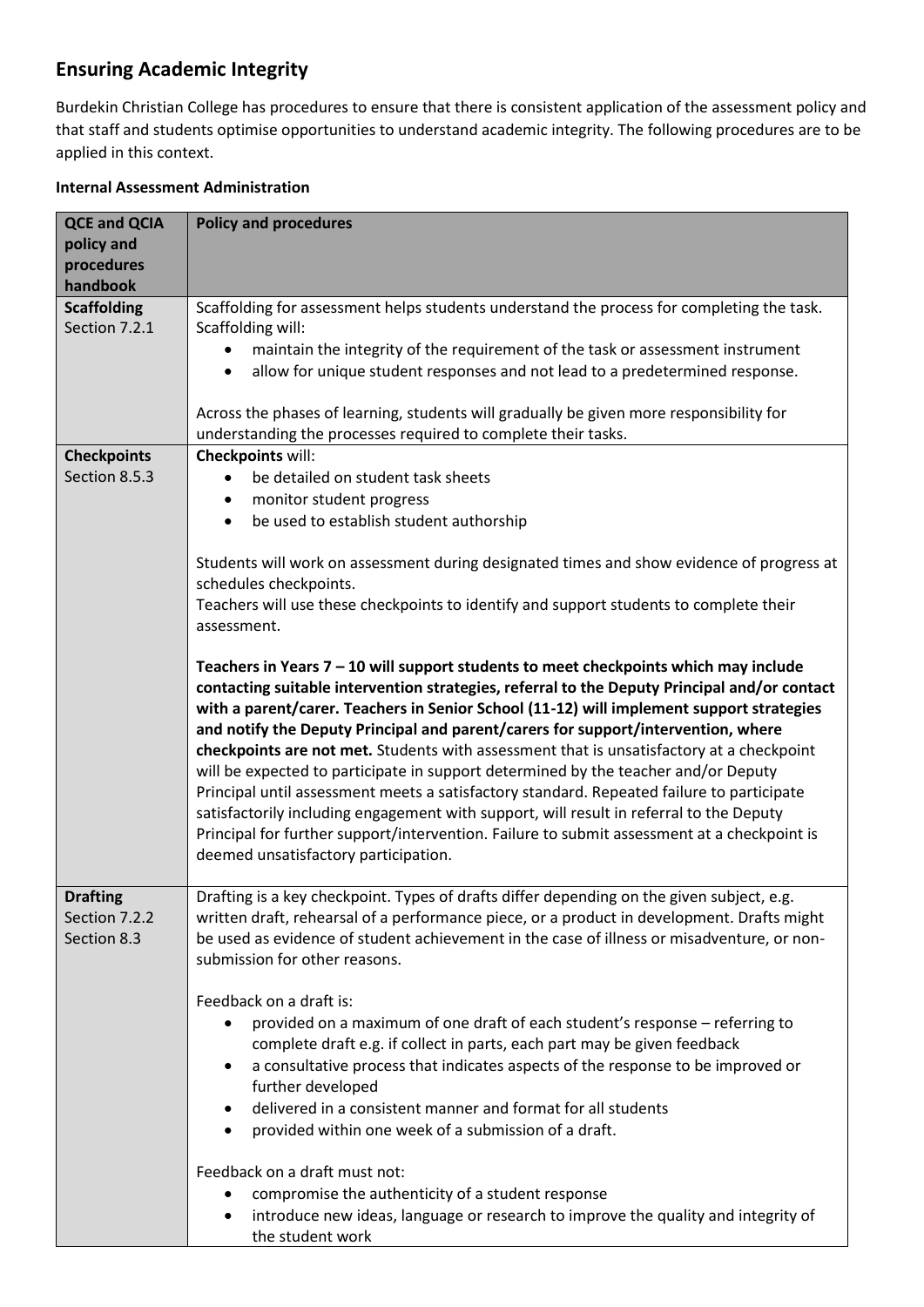## Ensuring Academic Integrity

Burdekin Christian College has procedures to ensure that there is consistent application of the assessment policy and that staff and students optimise opportunities to understand academic integrity. The following procedures are to be applied in this context.

**Internal Assessment Administration**

| QCE and QCIA policy and procedures handbook | Policy and procedures |
|---|---|
| **Scaffolding**<br>Section 7.2.1 | Scaffolding for assessment helps students understand the process for completing the task. Scaffolding will:<br>• maintain the integrity of the requirement of the task or assessment instrument<br>• allow for unique student responses and not lead to a predetermined response.<br><br>Across the phases of learning, students will gradually be given more responsibility for understanding the processes required to complete their tasks. |
| **Checkpoints**<br>Section 8.5.3 | **Checkpoints** will:<br>• be detailed on student task sheets<br>• monitor student progress<br>• be used to establish student authorship<br><br>Students will work on assessment during designated times and show evidence of progress at schedules checkpoints.<br>Teachers will use these checkpoints to identify and support students to complete their assessment.<br><br>**Teachers in Years 7 – 10 will support students to meet checkpoints which may include contacting suitable intervention strategies, referral to the Deputy Principal and/or contact with a parent/carer. Teachers in Senior School (11-12) will implement support strategies and notify the Deputy Principal and parent/carers for support/intervention, where checkpoints are not met.** Students with assessment that is unsatisfactory at a checkpoint will be expected to participate in support determined by the teacher and/or Deputy Principal until assessment meets a satisfactory standard. Repeated failure to participate satisfactorily including engagement with support, will result in referral to the Deputy Principal for further support/intervention. Failure to submit assessment at a checkpoint is deemed unsatisfactory participation. |
| **Drafting**<br>Section 7.2.2<br>Section 8.3 | Drafting is a key checkpoint. Types of drafts differ depending on the given subject, e.g. written draft, rehearsal of a performance piece, or a product in development. Drafts might be used as evidence of student achievement in the case of illness or misadventure, or non-submission for other reasons.<br><br>Feedback on a draft is:<br>• provided on a maximum of one draft of each student's response – referring to complete draft e.g. if collect in parts, each part may be given feedback<br>• a consultative process that indicates aspects of the response to be improved or further developed<br>• delivered in a consistent manner and format for all students<br>• provided within one week of a submission of a draft.<br><br>Feedback on a draft must not:<br>• compromise the authenticity of a student response<br>• introduce new ideas, language or research to improve the quality and integrity of the student work |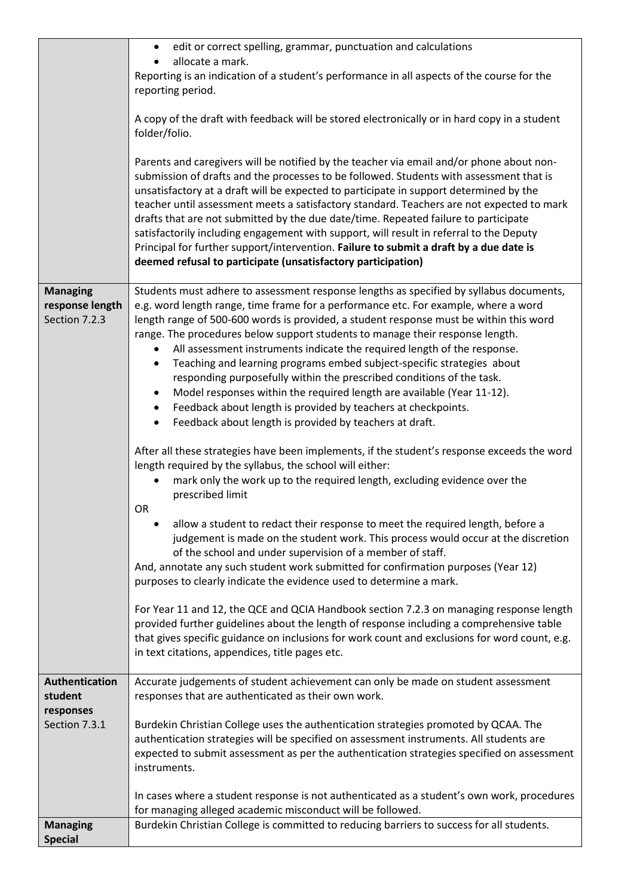| | |
|---|---|
| | • edit or correct spelling, grammar, punctuation and calculations<br>• allocate a mark.<br>Reporting is an indication of a student's performance in all aspects of the course for the reporting period.<br><br>A copy of the draft with feedback will be stored electronically or in hard copy in a student folder/folio.<br><br>Parents and caregivers will be notified by the teacher via email and/or phone about non-submission of drafts and the processes to be followed. Students with assessment that is unsatisfactory at a draft will be expected to participate in support determined by the teacher until assessment meets a satisfactory standard. Teachers are not expected to mark drafts that are not submitted by the due date/time. Repeated failure to participate satisfactorily including engagement with support, will result in referral to the Deputy Principal for further support/intervention. **Failure to submit a draft by a due date is deemed refusal to participate (unsatisfactory participation)** |
| **Managing response length**<br>Section 7.2.3 | Students must adhere to assessment response lengths as specified by syllabus documents, e.g. word length range, time frame for a performance etc. For example, where a word length range of 500-600 words is provided, a student response must be within this word range. The procedures below support students to manage their response length.<br>• All assessment instruments indicate the required length of the response.<br>• Teaching and learning programs embed subject-specific strategies about responding purposefully within the prescribed conditions of the task.<br>• Model responses within the required length are available (Year 11-12).<br>• Feedback about length is provided by teachers at checkpoints.<br>• Feedback about length is provided by teachers at draft.<br><br>After all these strategies have been implements, if the student's response exceeds the word length required by the syllabus, the school will either:<br>• mark only the work up to the required length, excluding evidence over the prescribed limit<br>OR<br>• allow a student to redact their response to meet the required length, before a judgement is made on the student work. This process would occur at the discretion of the school and under supervision of a member of staff.<br>And, annotate any such student work submitted for confirmation purposes (Year 12) purposes to clearly indicate the evidence used to determine a mark.<br><br>For Year 11 and 12, the QCE and QCIA Handbook section 7.2.3 on managing response length provided further guidelines about the length of response including a comprehensive table that gives specific guidance on inclusions for work count and exclusions for word count, e.g. in text citations, appendices, title pages etc. |
| **Authentication student responses**<br>Section 7.3.1 | Accurate judgements of student achievement can only be made on student assessment responses that are authenticated as their own work.<br><br>Burdekin Christian College uses the authentication strategies promoted by QCAA. The authentication strategies will be specified on assessment instruments. All students are expected to submit assessment as per the authentication strategies specified on assessment instruments.<br><br>In cases where a student response is not authenticated as a student's own work, procedures for managing alleged academic misconduct will be followed. |
| **Managing Special** | Burdekin Christian College is committed to reducing barriers to success for all students. |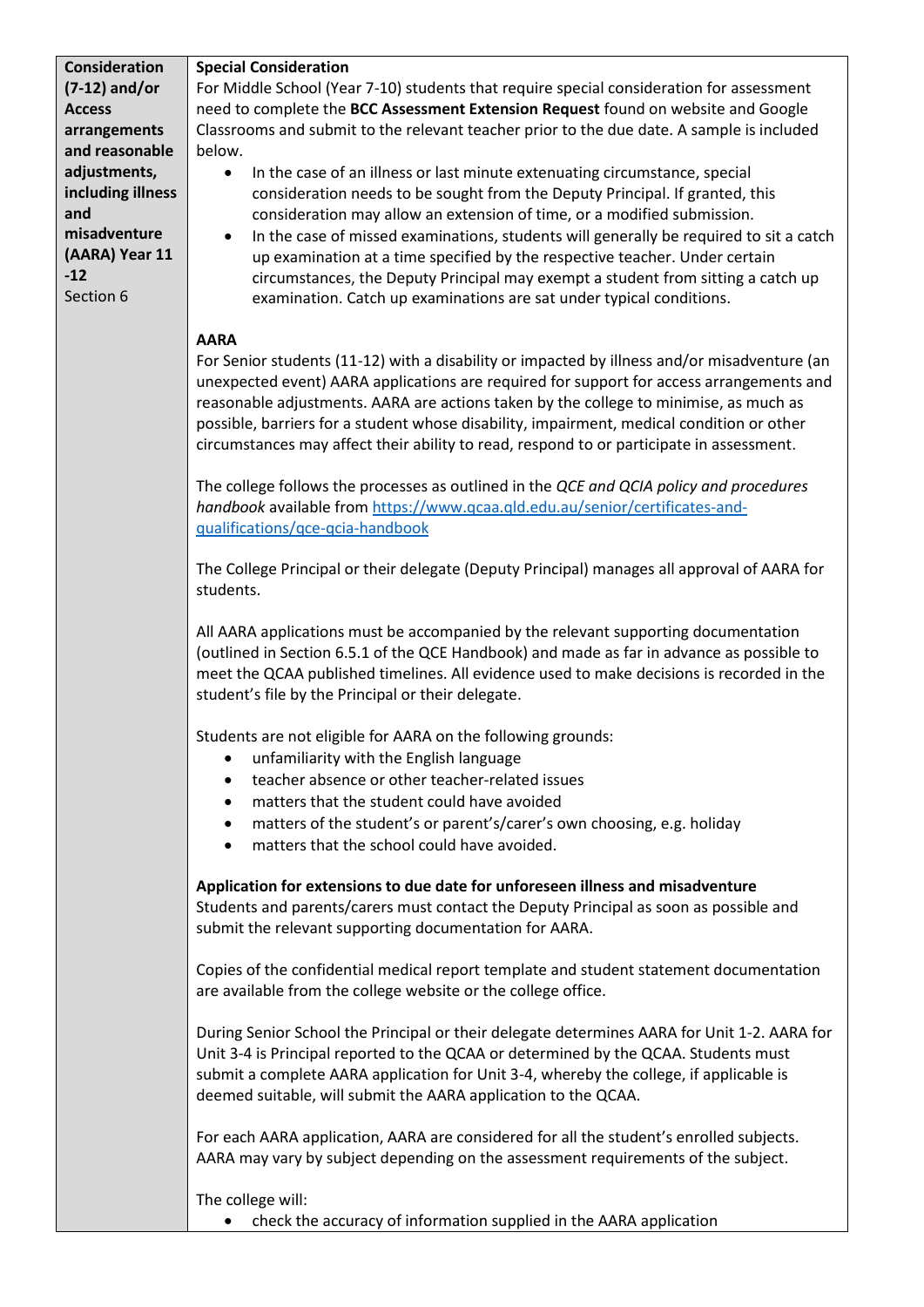| **Consideration (7-12) and/or Access arrangements and reasonable adjustments, including illness and misadventure (AARA) Year 11 -12** Section 6 | **Special Consideration**<br>For Middle School (Year 7-10) students that require special consideration for assessment need to complete the **BCC Assessment Extension Request** found on website and Google Classrooms and submit to the relevant teacher prior to the due date. A sample is included below.<br>• In the case of an illness or last minute extenuating circumstance, special consideration needs to be sought from the Deputy Principal. If granted, this consideration may allow an extension of time, or a modified submission.<br>• In the case of missed examinations, students will generally be required to sit a catch up examination at a time specified by the respective teacher. Under certain circumstances, the Deputy Principal may exempt a student from sitting a catch up examination. Catch up examinations are sat under typical conditions.<br><br>**AARA**<br>For Senior students (11-12) with a disability or impacted by illness and/or misadventure (an unexpected event) AARA applications are required for support for access arrangements and reasonable adjustments. AARA are actions taken by the college to minimise, as much as possible, barriers for a student whose disability, impairment, medical condition or other circumstances may affect their ability to read, respond to or participate in assessment.<br><br>The college follows the processes as outlined in the *QCE and QCIA policy and procedures handbook* available from [https://www.qcaa.qld.edu.au/senior/certificates-and-qualifications/qce-qcia-handbook](https://www.qcaa.qld.edu.au/senior/certificates-and-qualifications/qce-qcia-handbook)<br><br>The College Principal or their delegate (Deputy Principal) manages all approval of AARA for students.<br><br>All AARA applications must be accompanied by the relevant supporting documentation (outlined in Section 6.5.1 of the QCE Handbook) and made as far in advance as possible to meet the QCAA published timelines. All evidence used to make decisions is recorded in the student's file by the Principal or their delegate.<br><br>Students are not eligible for AARA on the following grounds:<br>• unfamiliarity with the English language<br>• teacher absence or other teacher-related issues<br>• matters that the student could have avoided<br>• matters of the student's or parent's/carer's own choosing, e.g. holiday<br>• matters that the school could have avoided.<br><br>**Application for extensions to due date for unforeseen illness and misadventure**<br>Students and parents/carers must contact the Deputy Principal as soon as possible and submit the relevant supporting documentation for AARA.<br><br>Copies of the confidential medical report template and student statement documentation are available from the college website or the college office.<br><br>During Senior School the Principal or their delegate determines AARA for Unit 1-2. AARA for Unit 3-4 is Principal reported to the QCAA or determined by the QCAA. Students must submit a complete AARA application for Unit 3-4, whereby the college, if applicable is deemed suitable, will submit the AARA application to the QCAA.<br><br>For each AARA application, AARA are considered for all the student's enrolled subjects. AARA may vary by subject depending on the assessment requirements of the subject.<br><br>The college will:<br>• check the accuracy of information supplied in the AARA application |
|---|---|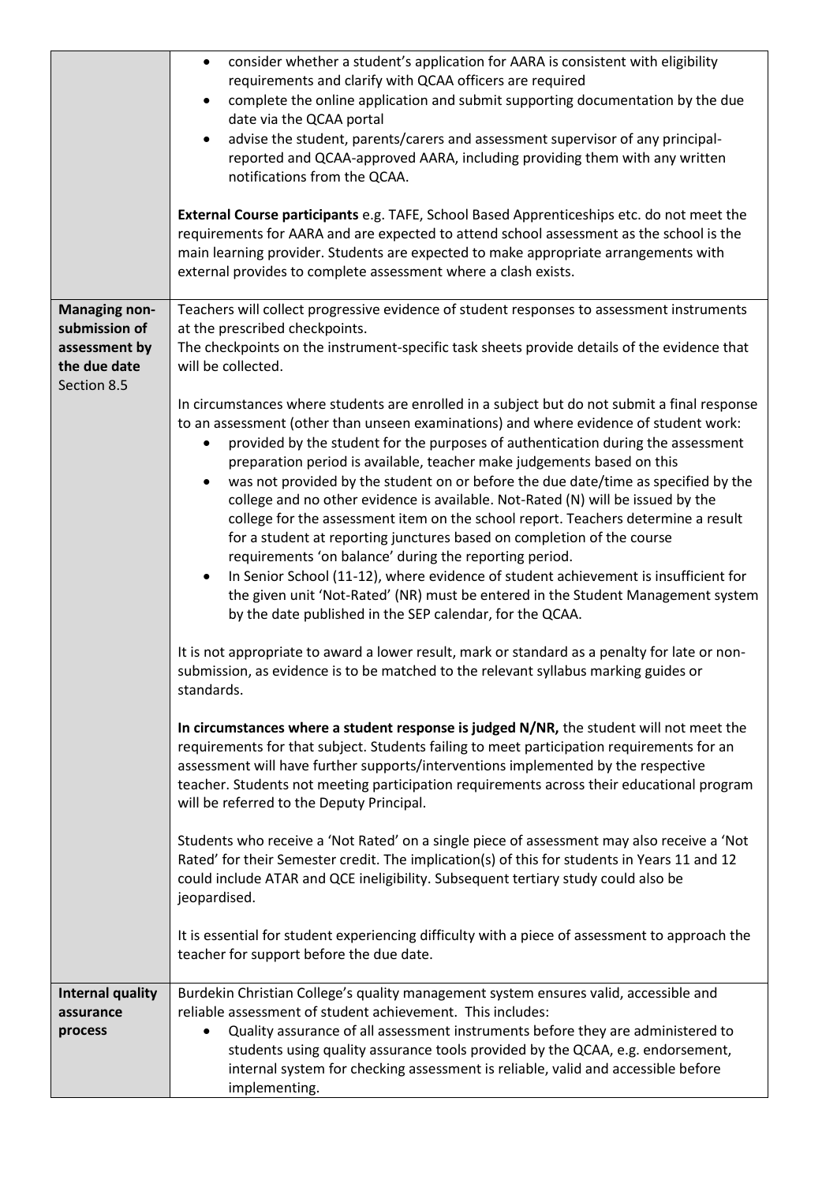| | |
|---|---|
| | - consider whether a student's application for AARA is consistent with eligibility requirements and clarify with QCAA officers are required<br>- complete the online application and submit supporting documentation by the due date via the QCAA portal<br>- advise the student, parents/carers and assessment supervisor of any principal-reported and QCAA-approved AARA, including providing them with any written notifications from the QCAA.<br><br>**External Course participants** e.g. TAFE, School Based Apprenticeships etc. do not meet the requirements for AARA and are expected to attend school assessment as the school is the main learning provider. Students are expected to make appropriate arrangements with external provides to complete assessment where a clash exists. |
| **Managing non-submission of assessment by the due date** Section 8.5 | Teachers will collect progressive evidence of student responses to assessment instruments at the prescribed checkpoints.<br>The checkpoints on the instrument-specific task sheets provide details of the evidence that will be collected.<br><br>In circumstances where students are enrolled in a subject but do not submit a final response to an assessment (other than unseen examinations) and where evidence of student work:<br>- provided by the student for the purposes of authentication during the assessment preparation period is available, teacher make judgements based on this<br>- was not provided by the student on or before the due date/time as specified by the college and no other evidence is available. Not-Rated (N) will be issued by the college for the assessment item on the school report. Teachers determine a result for a student at reporting junctures based on completion of the course requirements 'on balance' during the reporting period.<br>- In Senior School (11-12), where evidence of student achievement is insufficient for the given unit 'Not-Rated' (NR) must be entered in the Student Management system by the date published in the SEP calendar, for the QCAA.<br><br>It is not appropriate to award a lower result, mark or standard as a penalty for late or non-submission, as evidence is to be matched to the relevant syllabus marking guides or standards.<br><br>**In circumstances where a student response is judged N/NR,** the student will not meet the requirements for that subject. Students failing to meet participation requirements for an assessment will have further supports/interventions implemented by the respective teacher. Students not meeting participation requirements across their educational program will be referred to the Deputy Principal.<br><br>Students who receive a 'Not Rated' on a single piece of assessment may also receive a 'Not Rated' for their Semester credit. The implication(s) of this for students in Years 11 and 12 could include ATAR and QCE ineligibility. Subsequent tertiary study could also be jeopardised.<br><br>It is essential for student experiencing difficulty with a piece of assessment to approach the teacher for support before the due date. |
| **Internal quality assurance process** | Burdekin Christian College's quality management system ensures valid, accessible and reliable assessment of student achievement. This includes:<br>- Quality assurance of all assessment instruments before they are administered to students using quality assurance tools provided by the QCAA, e.g. endorsement, internal system for checking assessment is reliable, valid and accessible before implementing. |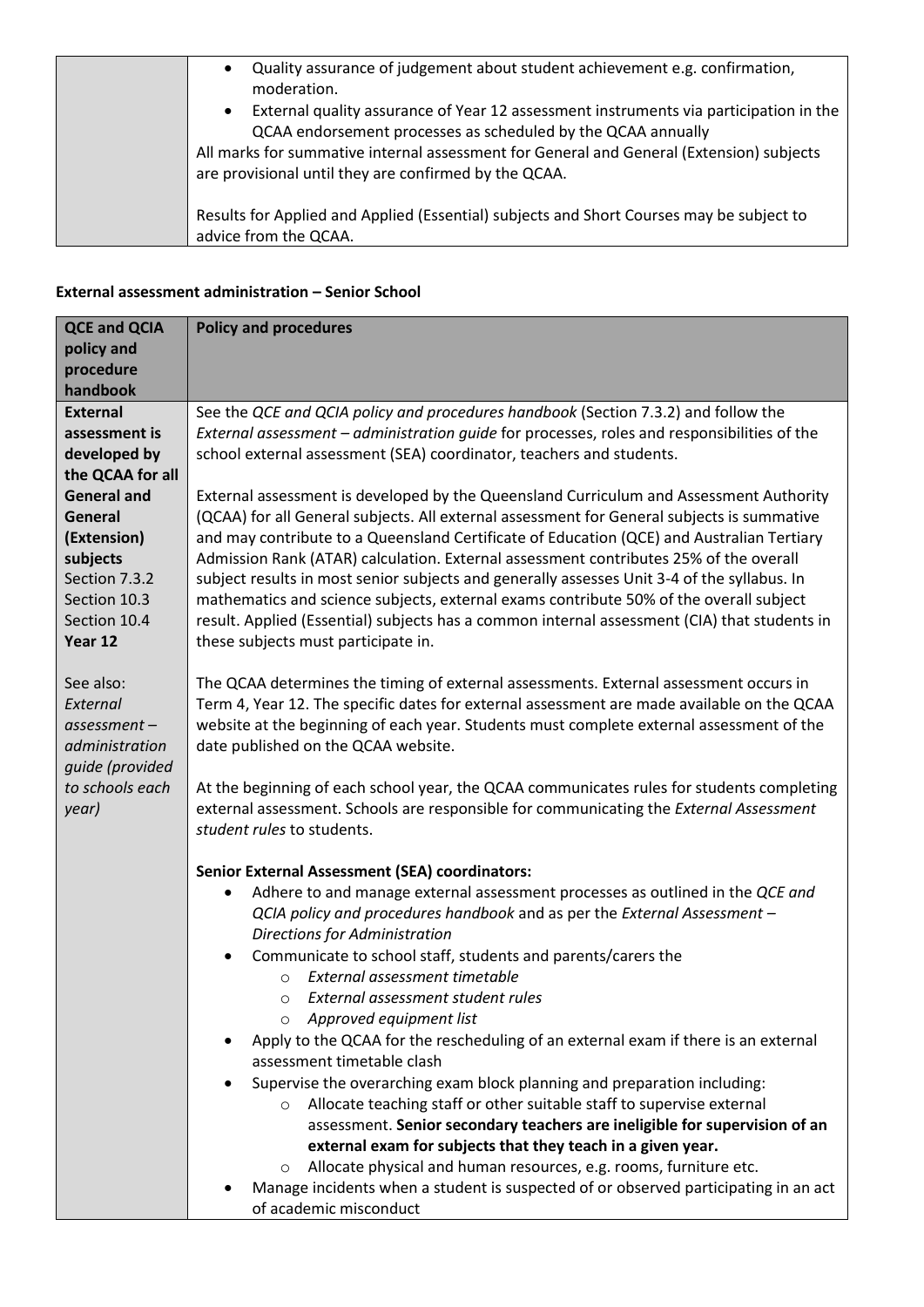| | |
|---|---|
| | • Quality assurance of judgement about student achievement e.g. confirmation, moderation.<br>• External quality assurance of Year 12 assessment instruments via participation in the QCAA endorsement processes as scheduled by the QCAA annually<br>All marks for summative internal assessment for General and General (Extension) subjects are provisional until they are confirmed by the QCAA.<br><br>Results for Applied and Applied (Essential) subjects and Short Courses may be subject to advice from the QCAA. |

**External assessment administration – Senior School**

| QCE and QCIA policy and procedure handbook | Policy and procedures |
|---|---|
| **External assessment is developed by the QCAA for all General and General (Extension) subjects**<br>Section 7.3.2<br>Section 10.3<br>Section 10.4<br>**Year 12**<br><br>See also: *External assessment – administration guide (provided to schools each year)* | See the *QCE and QCIA policy and procedures handbook* (Section 7.3.2) and follow the *External assessment – administration guide* for processes, roles and responsibilities of the school external assessment (SEA) coordinator, teachers and students.<br><br>External assessment is developed by the Queensland Curriculum and Assessment Authority (QCAA) for all General subjects. All external assessment for General subjects is summative and may contribute to a Queensland Certificate of Education (QCE) and Australian Tertiary Admission Rank (ATAR) calculation. External assessment contributes 25% of the overall subject results in most senior subjects and generally assesses Unit 3-4 of the syllabus. In mathematics and science subjects, external exams contribute 50% of the overall subject result. Applied (Essential) subjects has a common internal assessment (CIA) that students in these subjects must participate in.<br><br>The QCAA determines the timing of external assessments. External assessment occurs in Term 4, Year 12. The specific dates for external assessment are made available on the QCAA website at the beginning of each year. Students must complete external assessment of the date published on the QCAA website.<br><br>At the beginning of each school year, the QCAA communicates rules for students completing external assessment. Schools are responsible for communicating the *External Assessment student rules* to students.<br><br>**Senior External Assessment (SEA) coordinators:**<br>• Adhere to and manage external assessment processes as outlined in the *QCE and QCIA policy and procedures handbook* and as per the *External Assessment – Directions for Administration*<br>• Communicate to school staff, students and parents/carers the<br>&nbsp;&nbsp;&nbsp;&nbsp;○ *External assessment timetable*<br>&nbsp;&nbsp;&nbsp;&nbsp;○ *External assessment student rules*<br>&nbsp;&nbsp;&nbsp;&nbsp;○ *Approved equipment list*<br>• Apply to the QCAA for the rescheduling of an external exam if there is an external assessment timetable clash<br>• Supervise the overarching exam block planning and preparation including:<br>&nbsp;&nbsp;&nbsp;&nbsp;○ Allocate teaching staff or other suitable staff to supervise external assessment. **Senior secondary teachers are ineligible for supervision of an external exam for subjects that they teach in a given year.**<br>&nbsp;&nbsp;&nbsp;&nbsp;○ Allocate physical and human resources, e.g. rooms, furniture etc.<br>• Manage incidents when a student is suspected of or observed participating in an act of academic misconduct |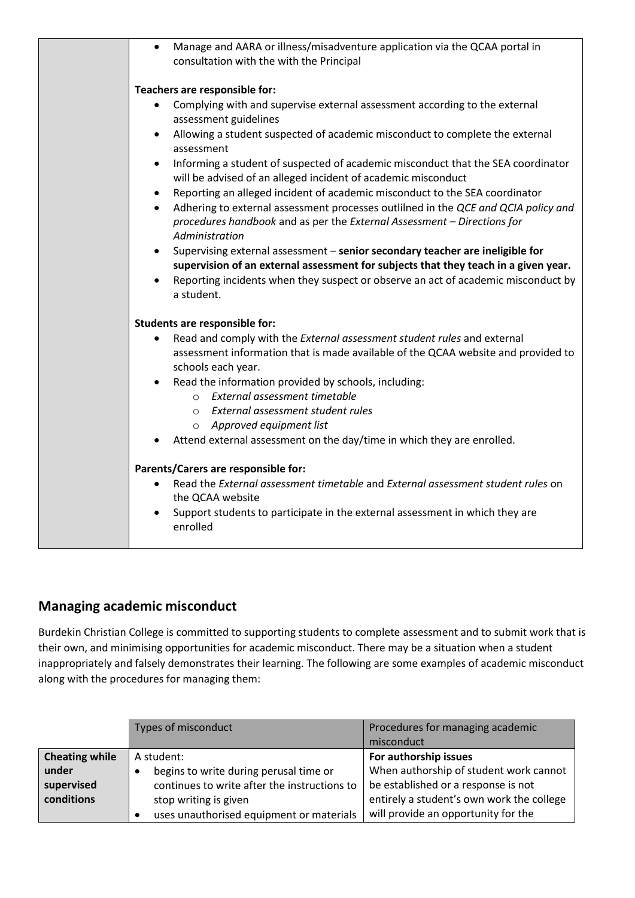| | |
|---|---|
| | • Manage and AARA or illness/misadventure application via the QCAA portal in consultation with the with the Principal<br><br>**Teachers are responsible for:**<br>• Complying with and supervise external assessment according to the external assessment guidelines<br>• Allowing a student suspected of academic misconduct to complete the external assessment<br>• Informing a student of suspected of academic misconduct that the SEA coordinator will be advised of an alleged incident of academic misconduct<br>• Reporting an alleged incident of academic misconduct to the SEA coordinator<br>• Adhering to external assessment processes outlilned in the *QCE and QCIA policy and procedures handbook* and as per the *External Assessment – Directions for Administration*<br>• Supervising external assessment – **senior secondary teacher are ineligible for supervision of an external assessment for subjects that they teach in a given year.**<br>• Reporting incidents when they suspect or observe an act of academic misconduct by a student.<br><br>**Students are responsible for:**<br>• Read and comply with the *External assessment student rules* and external assessment information that is made available of the QCAA website and provided to schools each year.<br>• Read the information provided by schools, including:<br>  ○ *External assessment timetable*<br>  ○ *External assessment student rules*<br>  ○ *Approved equipment list*<br>• Attend external assessment on the day/time in which they are enrolled.<br><br>**Parents/Carers are responsible for:**<br>• Read the *External assessment timetable* and *External assessment student rules* on the QCAA website<br>• Support students to participate in the external assessment in which they are enrolled |

## Managing academic misconduct

Burdekin Christian College is committed to supporting students to complete assessment and to submit work that is their own, and minimising opportunities for academic misconduct. There may be a situation when a student inappropriately and falsely demonstrates their learning. The following are some examples of academic misconduct along with the procedures for managing them:

| | Types of misconduct | Procedures for managing academic misconduct |
|---|---|---|
| **Cheating while under supervised conditions** | A student:<br>• begins to write during perusal time or continues to write after the instructions to stop writing is given<br>• uses unauthorised equipment or materials | **For authorship issues**<br>When authorship of student work cannot be established or a response is not entirely a student's own work the college will provide an opportunity for the |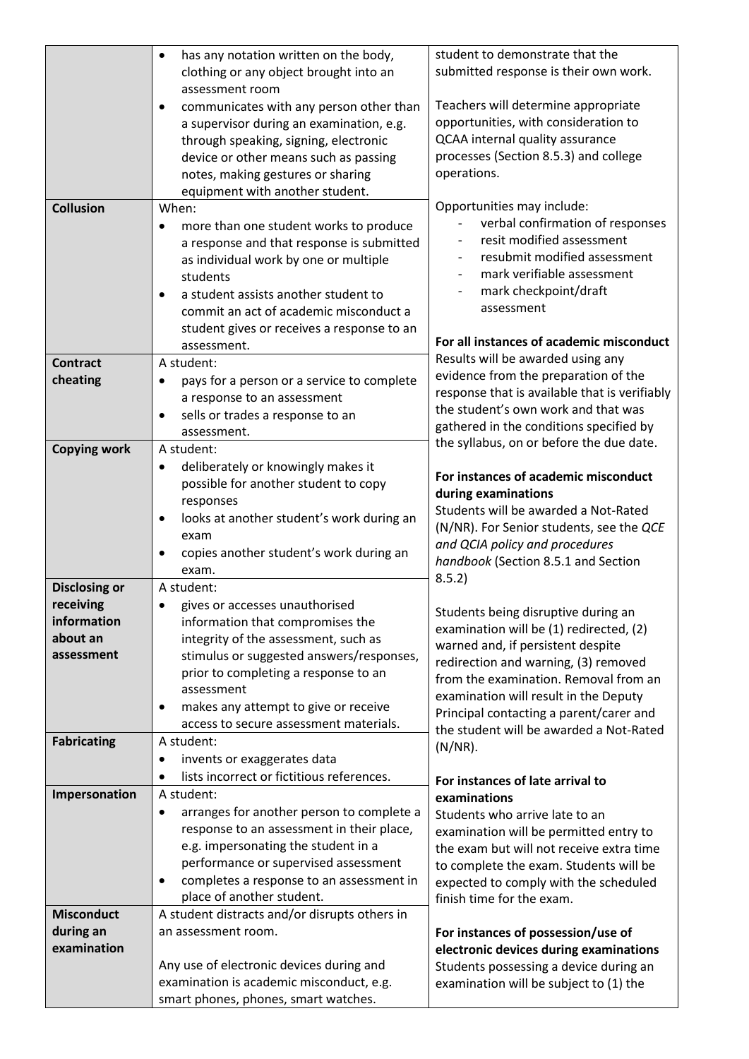| | | |
|---|---|---|
| | • has any notation written on the body, clothing or any object brought into an assessment room<br>• communicates with any person other than a supervisor during an examination, e.g. through speaking, signing, electronic device or other means such as passing notes, making gestures or sharing equipment with another student. | student to demonstrate that the submitted response is their own work.<br><br>Teachers will determine appropriate opportunities, with consideration to QCAA internal quality assurance processes (Section 8.5.3) and college operations.<br><br>Opportunities may include:<br>- verbal confirmation of responses<br>- resit modified assessment<br>- resubmit modified assessment<br>- mark verifiable assessment<br>- mark checkpoint/draft assessment<br><br>**For all instances of academic misconduct**<br>Results will be awarded using any evidence from the preparation of the response that is available that is verifiably the student's own work and that was gathered in the conditions specified by the syllabus, on or before the due date.<br><br>**For instances of academic misconduct during examinations**<br>Students will be awarded a Not-Rated (N/NR). For Senior students, see the *QCE and QCIA policy and procedures handbook* (Section 8.5.1 and Section 8.5.2)<br><br>Students being disruptive during an examination will be (1) redirected, (2) warned and, if persistent despite redirection and warning, (3) removed from the examination. Removal from an examination will result in the Deputy Principal contacting a parent/carer and the student will be awarded a Not-Rated (N/NR).<br><br>**For instances of late arrival to examinations**<br>Students who arrive late to an examination will be permitted entry to the exam but will not receive extra time to complete the exam. Students will be expected to comply with the scheduled finish time for the exam.<br><br>**For instances of possession/use of electronic devices during examinations**<br>Students possessing a device during an examination will be subject to (1) the |
| **Collusion** | When:<br>• more than one student works to produce a response and that response is submitted as individual work by one or multiple students<br>• a student assists another student to commit an act of academic misconduct a student gives or receives a response to an assessment. | |
| **Contract cheating** | A student:<br>• pays for a person or a service to complete a response to an assessment<br>• sells or trades a response to an assessment. | |
| **Copying work** | A student:<br>• deliberately or knowingly makes it possible for another student to copy responses<br>• looks at another student's work during an exam<br>• copies another student's work during an exam. | |
| **Disclosing or receiving information about an assessment** | A student:<br>• gives or accesses unauthorised information that compromises the integrity of the assessment, such as stimulus or suggested answers/responses, prior to completing a response to an assessment<br>• makes any attempt to give or receive access to secure assessment materials. | |
| **Fabricating** | A student:<br>• invents or exaggerates data<br>• lists incorrect or fictitious references. | |
| **Impersonation** | A student:<br>• arranges for another person to complete a response to an assessment in their place, e.g. impersonating the student in a performance or supervised assessment<br>• completes a response to an assessment in place of another student. | |
| **Misconduct during an examination** | A student distracts and/or disrupts others in an assessment room.<br><br>Any use of electronic devices during and examination is academic misconduct, e.g. smart phones, phones, smart watches. | |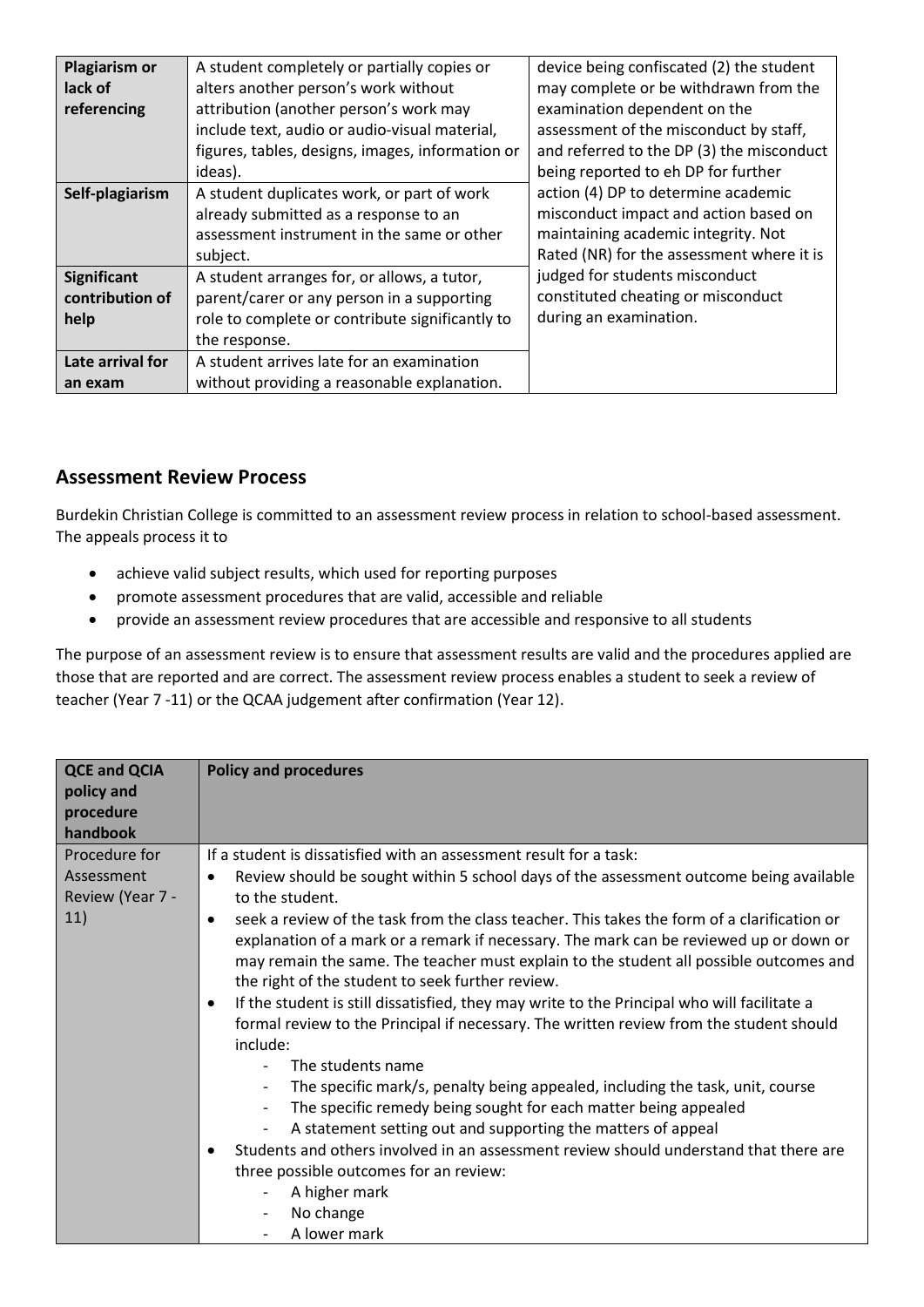| Plagiarism or lack of referencing | A student completely or partially copies or alters another person's work without attribution (another person's work may include text, audio or audio-visual material, figures, tables, designs, images, information or ideas). | device being confiscated (2) the student may complete or be withdrawn from the examination dependent on the assessment of the misconduct by staff, and referred to the DP (3) the misconduct being reported to eh DP for further action (4) DP to determine academic misconduct impact and action based on maintaining academic integrity. Not Rated (NR) for the assessment where it is judged for students misconduct constituted cheating or misconduct during an examination. |
|---|---|---|
| Self-plagiarism | A student duplicates work, or part of work already submitted as a response to an assessment instrument in the same or other subject. | |
| Significant contribution of help | A student arranges for, or allows, a tutor, parent/carer or any person in a supporting role to complete or contribute significantly to the response. | |
| Late arrival for an exam | A student arrives late for an examination without providing a reasonable explanation. | |

## Assessment Review Process

Burdekin Christian College is committed to an assessment review process in relation to school-based assessment. The appeals process it to

- achieve valid subject results, which used for reporting purposes
- promote assessment procedures that are valid, accessible and reliable
- provide an assessment review procedures that are accessible and responsive to all students

The purpose of an assessment review is to ensure that assessment results are valid and the procedures applied are those that are reported and are correct. The assessment review process enables a student to seek a review of teacher (Year 7 -11) or the QCAA judgement after confirmation (Year 12).

| QCE and QCIA policy and procedure handbook | Policy and procedures |
|---|---|
| Procedure for Assessment Review (Year 7 - 11) | If a student is dissatisfied with an assessment result for a task:<br>• Review should be sought within 5 school days of the assessment outcome being available to the student.<br>• seek a review of the task from the class teacher. This takes the form of a clarification or explanation of a mark or a remark if necessary. The mark can be reviewed up or down or may remain the same. The teacher must explain to the student all possible outcomes and the right of the student to seek further review.<br>• If the student is still dissatisfied, they may write to the Principal who will facilitate a formal review to the Principal if necessary. The written review from the student should include:<br>- The students name<br>- The specific mark/s, penalty being appealed, including the task, unit, course<br>- The specific remedy being sought for each matter being appealed<br>- A statement setting out and supporting the matters of appeal<br>• Students and others involved in an assessment review should understand that there are three possible outcomes for an review:<br>- A higher mark<br>- No change<br>- A lower mark |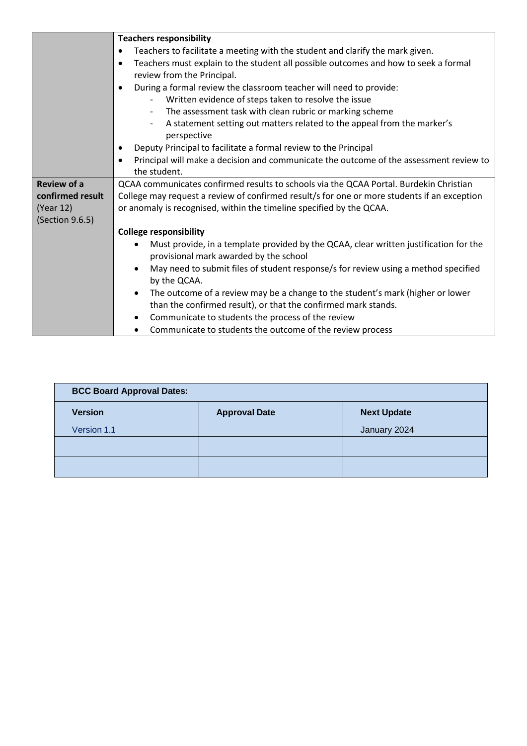| | |
|---|---|
| | **Teachers responsibility**<br>• Teachers to facilitate a meeting with the student and clarify the mark given.<br>• Teachers must explain to the student all possible outcomes and how to seek a formal review from the Principal.<br>• During a formal review the classroom teacher will need to provide:<br>  - Written evidence of steps taken to resolve the issue<br>  - The assessment task with clean rubric or marking scheme<br>  - A statement setting out matters related to the appeal from the marker's perspective<br>• Deputy Principal to facilitate a formal review to the Principal<br>• Principal will make a decision and communicate the outcome of the assessment review to the student. |
| **Review of a confirmed result** (Year 12) (Section 9.6.5) | QCAA communicates confirmed results to schools via the QCAA Portal. Burdekin Christian College may request a review of confirmed result/s for one or more students if an exception or anomaly is recognised, within the timeline specified by the QCAA.<br><br>**College responsibility**<br>• Must provide, in a template provided by the QCAA, clear written justification for the provisional mark awarded by the school<br>• May need to submit files of student response/s for review using a method specified by the QCAA.<br>• The outcome of a review may be a change to the student's mark (higher or lower than the confirmed result), or that the confirmed mark stands.<br>• Communicate to students the process of the review<br>• Communicate to students the outcome of the review process |

| **BCC Board Approval Dates:** | | |
|---|---|---|
| **Version** | **Approval Date** | **Next Update** |
| Version 1.1 | | January 2024 |
| | | |
| | | |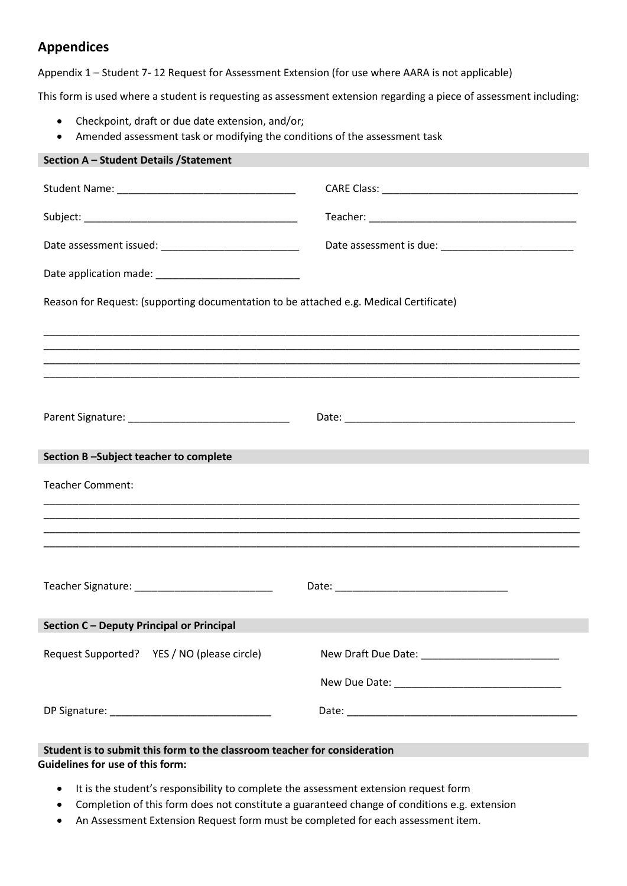## Appendices

Appendix 1 – Student 7- 12 Request for Assessment Extension (for use where AARA is not applicable)

This form is used where a student is requesting as assessment extension regarding a piece of assessment including:

- Checkpoint, draft or due date extension, and/or;
- Amended assessment task or modifying the conditions of the assessment task

**Section A – Student Details /Statement**

Student Name: ______________________________ CARE Class: ___________________________________

Subject: _____________________________________ Teacher: ____________________________________

Date assessment issued: ________________________ Date assessment is due: _______________________

Date application made: _________________________

Reason for Request: (supporting documentation to be attached e.g. Medical Certificate)

______________________________________________________________________________________________
______________________________________________________________________________________________
______________________________________________________________________________________________
______________________________________________________________________________________________

Parent Signature: ____________________________ Date: ________________________________________

**Section B –Subject teacher to complete**

Teacher Comment:

______________________________________________________________________________________________
______________________________________________________________________________________________
______________________________________________________________________________________________
______________________________________________________________________________________________

Teacher Signature: ________________________ Date: ______________________________

**Section C – Deputy Principal or Principal**

Request Supported? YES / NO (please circle) New Draft Due Date: ________________________

New Due Date: _____________________________

DP Signature: ____________________________ Date: ________________________________________

**Student is to submit this form to the classroom teacher for consideration**

**Guidelines for use of this form:**

- It is the student's responsibility to complete the assessment extension request form
- Completion of this form does not constitute a guaranteed change of conditions e.g. extension
- An Assessment Extension Request form must be completed for each assessment item.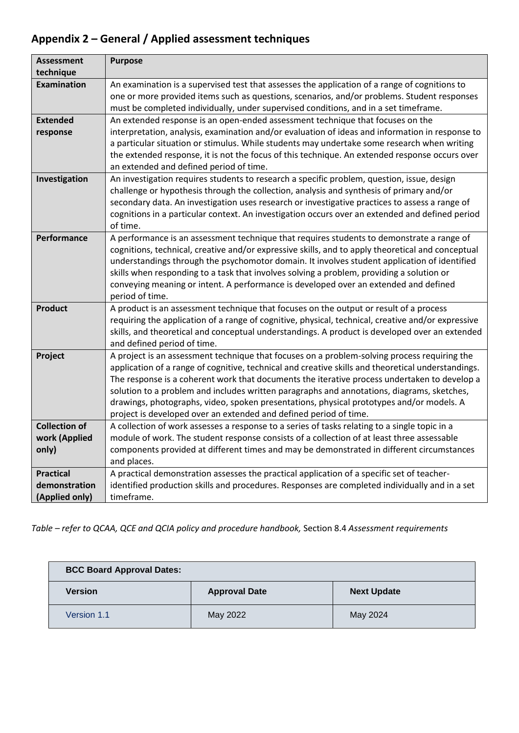## Appendix 2 – General / Applied assessment techniques

| Assessment technique | Purpose |
|---|---|
| **Examination** | An examination is a supervised test that assesses the application of a range of cognitions to one or more provided items such as questions, scenarios, and/or problems. Student responses must be completed individually, under supervised conditions, and in a set timeframe. |
| **Extended response** | An extended response is an open-ended assessment technique that focuses on the interpretation, analysis, examination and/or evaluation of ideas and information in response to a particular situation or stimulus. While students may undertake some research when writing the extended response, it is not the focus of this technique. An extended response occurs over an extended and defined period of time. |
| **Investigation** | An investigation requires students to research a specific problem, question, issue, design challenge or hypothesis through the collection, analysis and synthesis of primary and/or secondary data. An investigation uses research or investigative practices to assess a range of cognitions in a particular context. An investigation occurs over an extended and defined period of time. |
| **Performance** | A performance is an assessment technique that requires students to demonstrate a range of cognitions, technical, creative and/or expressive skills, and to apply theoretical and conceptual understandings through the psychomotor domain. It involves student application of identified skills when responding to a task that involves solving a problem, providing a solution or conveying meaning or intent. A performance is developed over an extended and defined period of time. |
| **Product** | A product is an assessment technique that focuses on the output or result of a process requiring the application of a range of cognitive, physical, technical, creative and/or expressive skills, and theoretical and conceptual understandings. A product is developed over an extended and defined period of time. |
| **Project** | A project is an assessment technique that focuses on a problem-solving process requiring the application of a range of cognitive, technical and creative skills and theoretical understandings. The response is a coherent work that documents the iterative process undertaken to develop a solution to a problem and includes written paragraphs and annotations, diagrams, sketches, drawings, photographs, video, spoken presentations, physical prototypes and/or models. A project is developed over an extended and defined period of time. |
| **Collection of work (Applied only)** | A collection of work assesses a response to a series of tasks relating to a single topic in a module of work. The student response consists of a collection of at least three assessable components provided at different times and may be demonstrated in different circumstances and places. |
| **Practical demonstration (Applied only)** | A practical demonstration assesses the practical application of a specific set of teacher-identified production skills and procedures. Responses are completed individually and in a set timeframe. |

*Table – refer to QCAA, QCE and QCIA policy and procedure handbook,* Section 8.4 *Assessment requirements*

| **BCC Board Approval Dates:** | | |
|---|---|---|
| **Version** | **Approval Date** | **Next Update** |
| Version 1.1 | May 2022 | May 2024 |